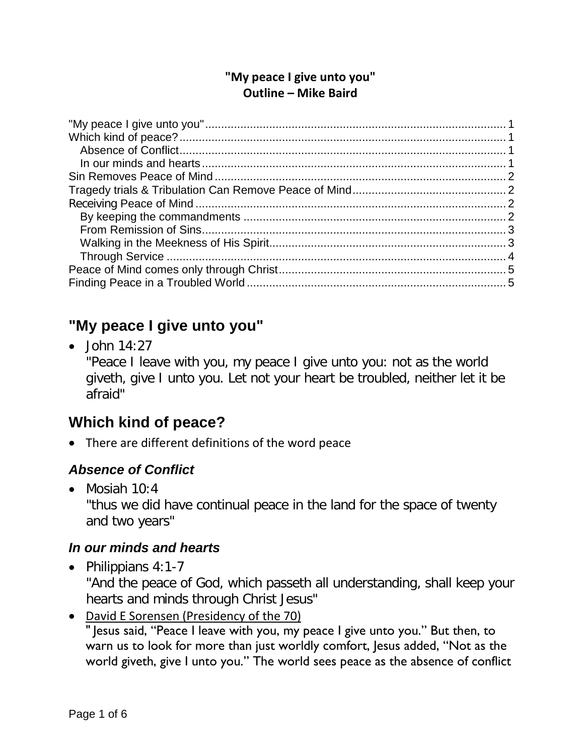**"My peace I give unto you"**
**Outline – Mike Baird**

"My peace I give unto you" ..... 1
Which kind of peace? ..... 1
  Absence of Conflict ..... 1
  In our minds and hearts ..... 1
Sin Removes Peace of Mind ..... 2
Tragedy trials & Tribulation Can Remove Peace of Mind ..... 2
Receiving Peace of Mind ..... 2
  By keeping the commandments ..... 2
  From Remission of Sins ..... 3
  Walking in the Meekness of His Spirit ..... 3
  Through Service ..... 4
Peace of Mind comes only through Christ ..... 5
Finding Peace in a Troubled World ..... 5

## "My peace I give unto you"

- John 14:27
  "Peace I leave with you, my peace I give unto you: not as the world giveth, give I unto you. Let not your heart be troubled, neither let it be afraid"

## Which kind of peace?

- There are different definitions of the word peace

### *Absence of Conflict*

- Mosiah 10:4
  "thus we did have continual peace in the land for the space of twenty and two years"

### *In our minds and hearts*

- Philippians 4:1-7
  "And the peace of God, which passeth all understanding, shall keep your hearts and minds through Christ Jesus"
- David E Sorensen (Presidency of the 70)
  " Jesus said, "Peace I leave with you, my peace I give unto you." But then, to warn us to look for more than just worldly comfort, Jesus added, "Not as the world giveth, give I unto you." The world sees peace as the absence of conflict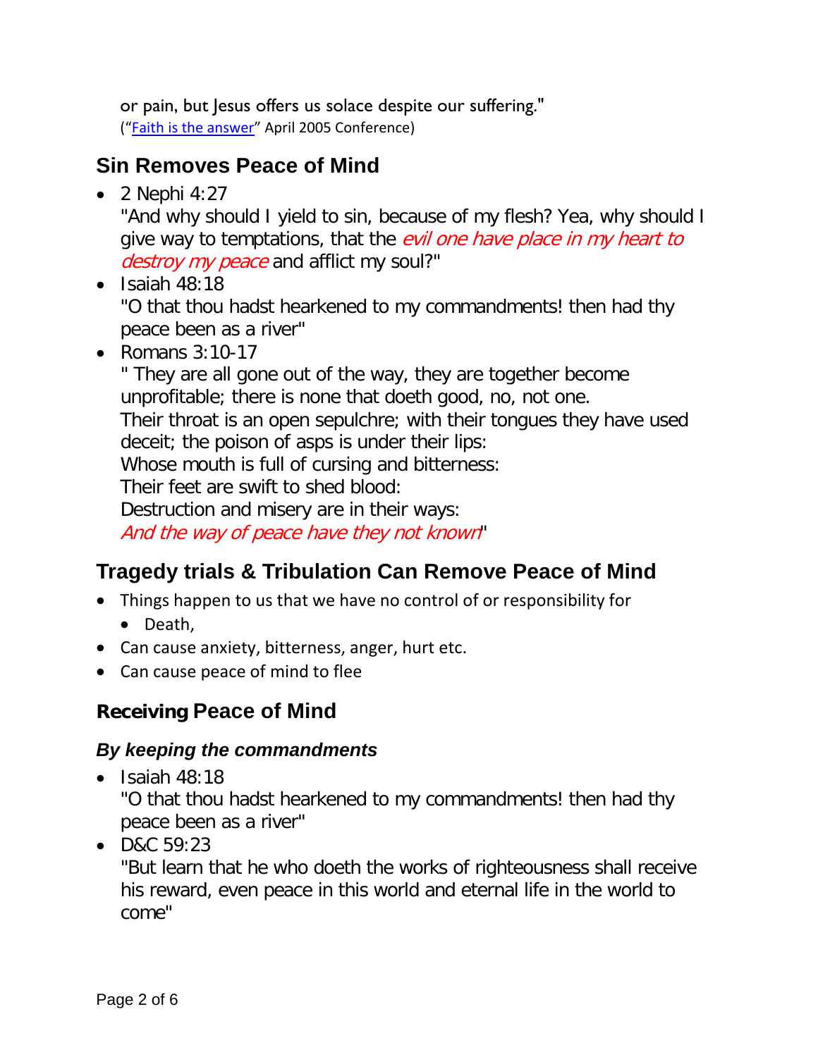or pain, but Jesus offers us solace despite our suffering."
("[Faith is the answer]()" April 2005 Conference)

## Sin Removes Peace of Mind

- 2 Nephi 4:27
  "And why should I yield to sin, because of my flesh? Yea, why should I give way to temptations, that the *evil one have place in my heart to destroy my peace* and afflict my soul?"
- Isaiah 48:18
  "O that thou hadst hearkened to my commandments! then had thy peace been as a river"
- Romans 3:10-17
  " They are all gone out of the way, they are together become unprofitable; there is none that doeth good, no, not one.
  Their throat is an open sepulchre; with their tongues they have used deceit; the poison of asps is under their lips:
  Whose mouth is full of cursing and bitterness:
  Their feet are swift to shed blood:
  Destruction and misery are in their ways:
  *And the way of peace have they not known*"

## Tragedy trials & Tribulation Can Remove Peace of Mind

- Things happen to us that we have no control of or responsibility for
  - Death,
- Can cause anxiety, bitterness, anger, hurt etc.
- Can cause peace of mind to flee

## Receiving Peace of Mind

### *By keeping the commandments*

- Isaiah 48:18
  "O that thou hadst hearkened to my commandments! then had thy peace been as a river"
- D&C 59:23
  "But learn that he who doeth the works of righteousness shall receive his reward, even peace in this world and eternal life in the world to come"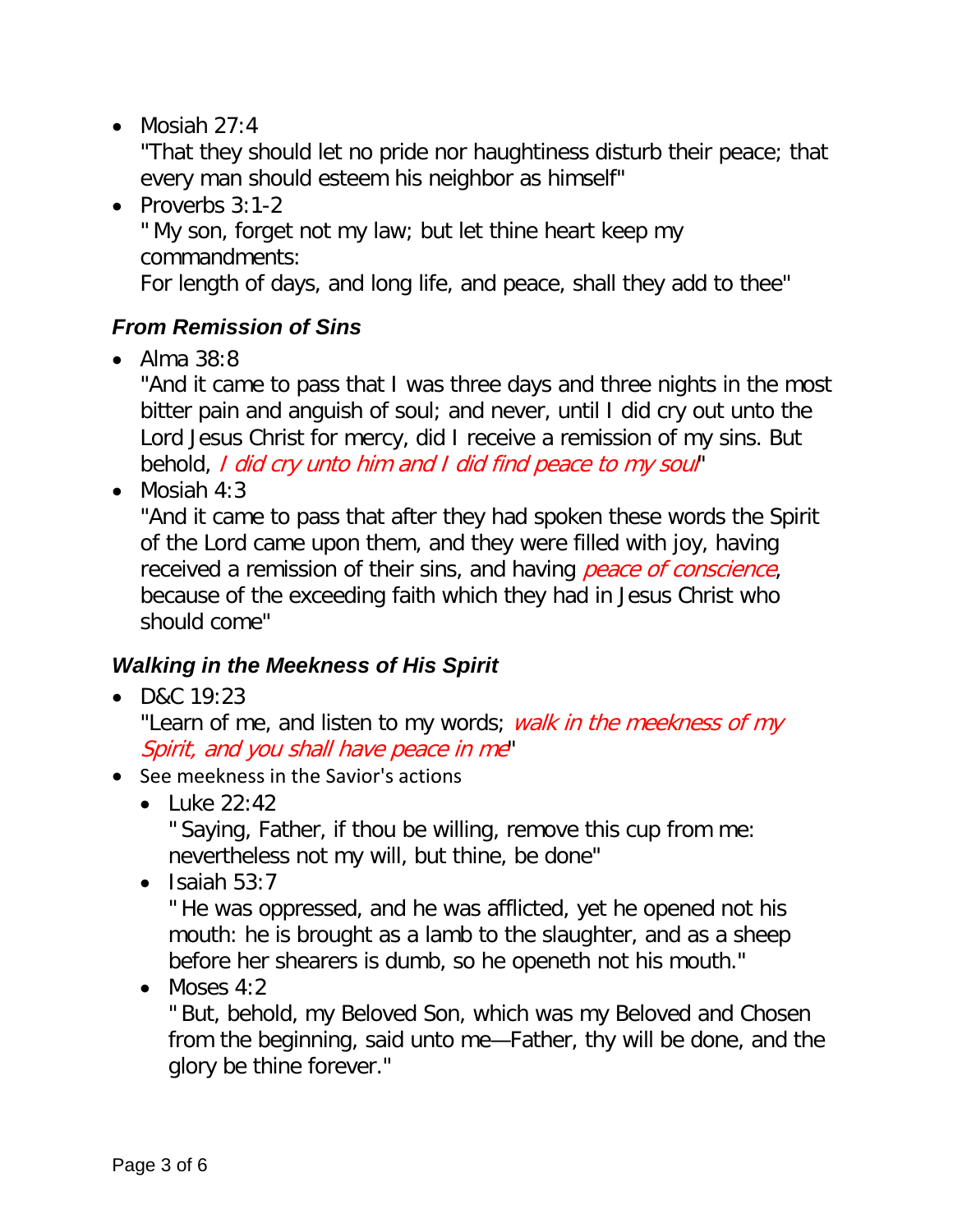- Mosiah 27:4
  "That they should let no pride nor haughtiness disturb their peace; that every man should esteem his neighbor as himself"
- Proverbs 3:1-2
  " My son, forget not my law; but let thine heart keep my commandments:
  For length of days, and long life, and peace, shall they add to thee"

### *From Remission of Sins*

- Alma 38:8
  "And it came to pass that I was three days and three nights in the most bitter pain and anguish of soul; and never, until I did cry out unto the Lord Jesus Christ for mercy, did I receive a remission of my sins. But behold, *I did cry unto him and I did find peace to my soul*"
- Mosiah 4:3
  "And it came to pass that after they had spoken these words the Spirit of the Lord came upon them, and they were filled with joy, having received a remission of their sins, and having *peace of conscience*, because of the exceeding faith which they had in Jesus Christ who should come"

### *Walking in the Meekness of His Spirit*

- D&C 19:23
  "Learn of me, and listen to my words; *walk in the meekness of my Spirit, and you shall have peace in me*"
- See meekness in the Savior's actions
  - Luke 22:42
    " Saying, Father, if thou be willing, remove this cup from me: nevertheless not my will, but thine, be done"
  - Isaiah 53:7
    " He was oppressed, and he was afflicted, yet he opened not his mouth: he is brought as a lamb to the slaughter, and as a sheep before her shearers is dumb, so he openeth not his mouth."
  - Moses 4:2
    " But, behold, my Beloved Son, which was my Beloved and Chosen from the beginning, said unto me—Father, thy will be done, and the glory be thine forever."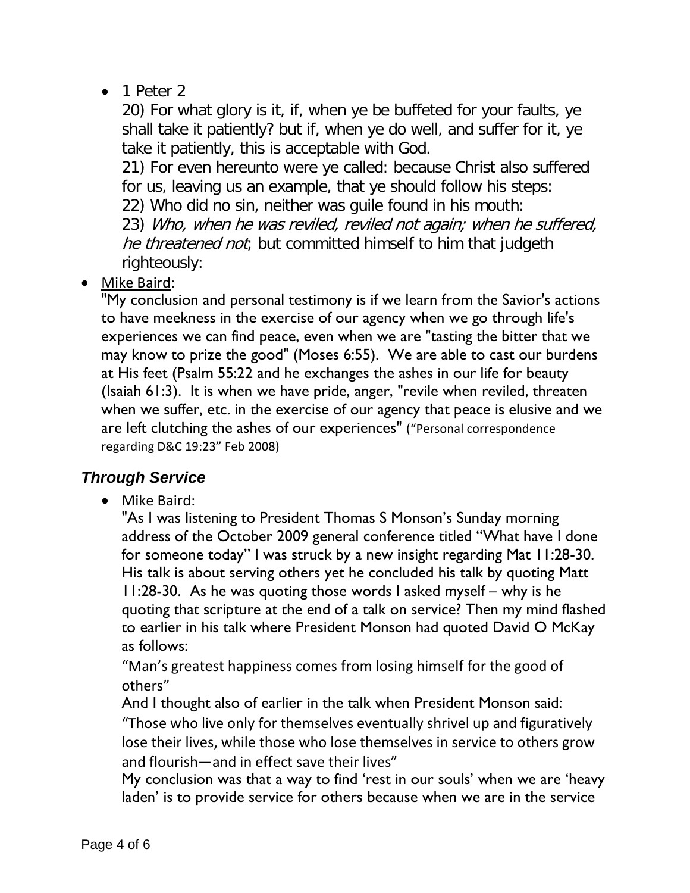- 1 Peter 2

  20) For what glory is it, if, when ye be buffeted for your faults, ye shall take it patiently? but if, when ye do well, and suffer for it, ye take it patiently, this is acceptable with God.
  21) For even hereunto were ye called: because Christ also suffered for us, leaving us an example, that ye should follow his steps:
  22) Who did no sin, neither was guile found in his mouth:
  23) *Who, when he was reviled, reviled not again; when he suffered, he threatened not*; but committed himself to him that judgeth righteously:

- Mike Baird:
  "My conclusion and personal testimony is if we learn from the Savior's actions to have meekness in the exercise of our agency when we go through life's experiences we can find peace, even when we are "tasting the bitter that we may know to prize the good" (Moses 6:55). We are able to cast our burdens at His feet (Psalm 55:22 and he exchanges the ashes in our life for beauty (Isaiah 61:3). It is when we have pride, anger, "revile when reviled, threaten when we suffer, etc. in the exercise of our agency that peace is elusive and we are left clutching the ashes of our experiences" ("Personal correspondence regarding D&C 19:23" Feb 2008)

### *Through Service*

- Mike Baird:
  "As I was listening to President Thomas S Monson's Sunday morning address of the October 2009 general conference titled "What have I done for someone today" I was struck by a new insight regarding Mat 11:28-30. His talk is about serving others yet he concluded his talk by quoting Matt 11:28-30. As he was quoting those words I asked myself – why is he quoting that scripture at the end of a talk on service? Then my mind flashed to earlier in his talk where President Monson had quoted David O McKay as follows:
  "Man's greatest happiness comes from losing himself for the good of others"
  And I thought also of earlier in the talk when President Monson said:
  "Those who live only for themselves eventually shrivel up and figuratively lose their lives, while those who lose themselves in service to others grow and flourish—and in effect save their lives"
  My conclusion was that a way to find 'rest in our souls' when we are 'heavy laden' is to provide service for others because when we are in the service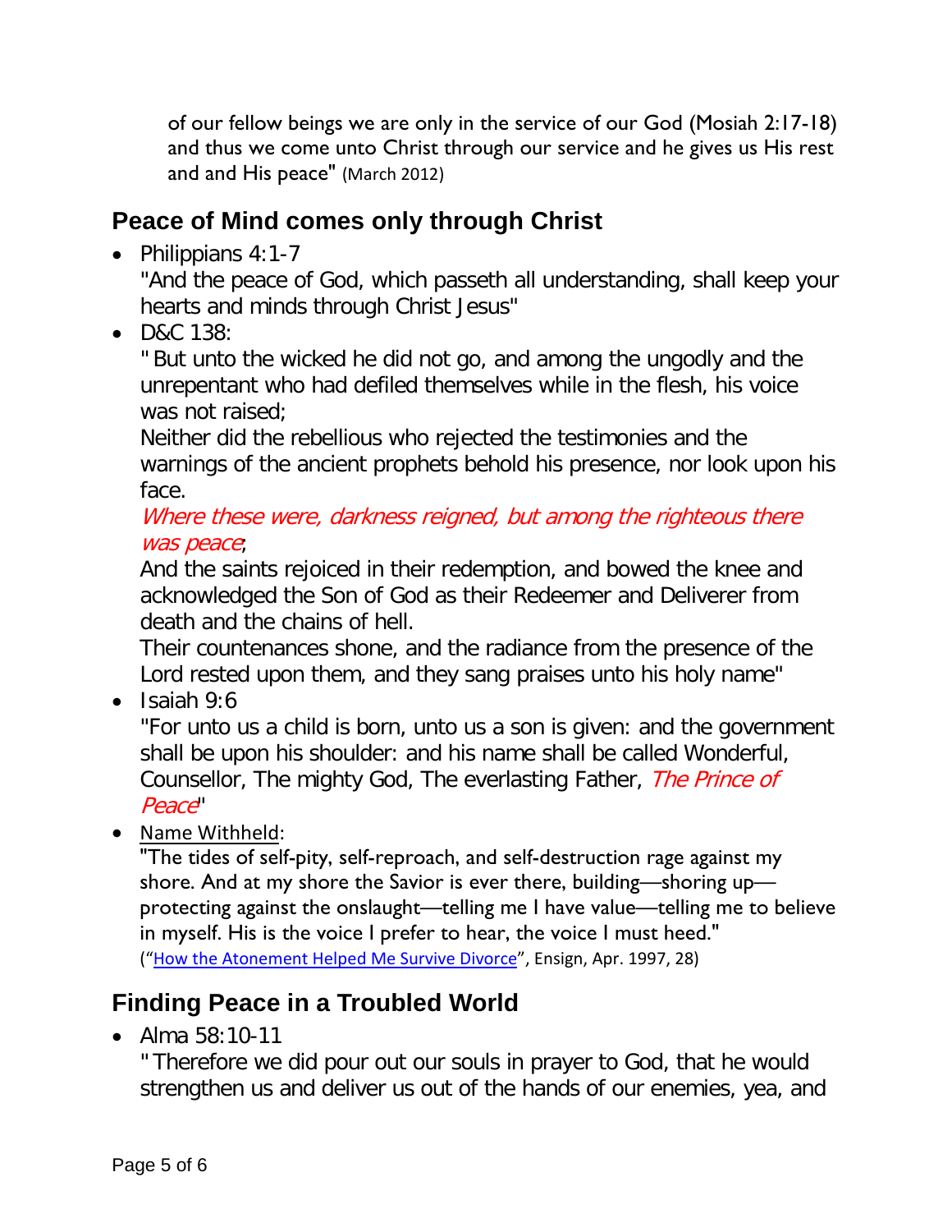of our fellow beings we are only in the service of our God (Mosiah 2:17-18) and thus we come unto Christ through our service and he gives us His rest and and His peace" (March 2012)

## Peace of Mind comes only through Christ

- Philippians 4:1-7
  "And the peace of God, which passeth all understanding, shall keep your hearts and minds through Christ Jesus"
- D&C 138:
  " But unto the wicked he did not go, and among the ungodly and the unrepentant who had defiled themselves while in the flesh, his voice was not raised;
  Neither did the rebellious who rejected the testimonies and the warnings of the ancient prophets behold his presence, nor look upon his face.
  *Where these were, darkness reigned, but among the righteous there was peace*;
  And the saints rejoiced in their redemption, and bowed the knee and acknowledged the Son of God as their Redeemer and Deliverer from death and the chains of hell.
  Their countenances shone, and the radiance from the presence of the Lord rested upon them, and they sang praises unto his holy name"
- Isaiah 9:6
  "For unto us a child is born, unto us a son is given: and the government shall be upon his shoulder: and his name shall be called Wonderful, Counsellor, The mighty God, The everlasting Father, *The Prince of Peace*"
- Name Withheld:
  "The tides of self-pity, self-reproach, and self-destruction rage against my shore. And at my shore the Savior is ever there, building—shoring up—protecting against the onslaught—telling me I have value—telling me to believe in myself. His is the voice I prefer to hear, the voice I must heed."
  ("How the Atonement Helped Me Survive Divorce", Ensign, Apr. 1997, 28)

## Finding Peace in a Troubled World

- Alma 58:10-11
  " Therefore we did pour out our souls in prayer to God, that he would strengthen us and deliver us out of the hands of our enemies, yea, and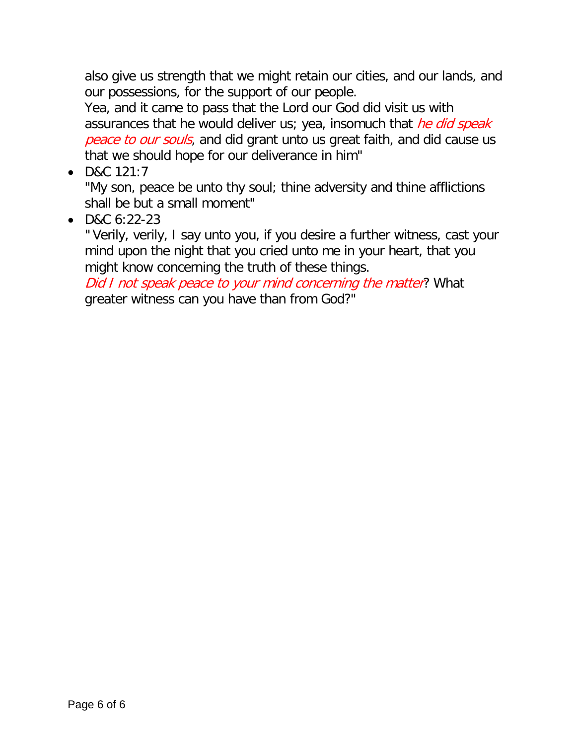also give us strength that we might retain our cities, and our lands, and our possessions, for the support of our people.
Yea, and it came to pass that the Lord our God did visit us with assurances that he would deliver us; yea, insomuch that *he did speak peace to our souls*, and did grant unto us great faith, and did cause us that we should hope for our deliverance in him"

- D&C 121:7
  "My son, peace be unto thy soul; thine adversity and thine afflictions shall be but a small moment"
- D&C 6:22-23
  " Verily, verily, I say unto you, if you desire a further witness, cast your mind upon the night that you cried unto me in your heart, that you might know concerning the truth of these things.
  *Did I not speak peace to your mind concerning the matter*? What greater witness can you have than from God?"